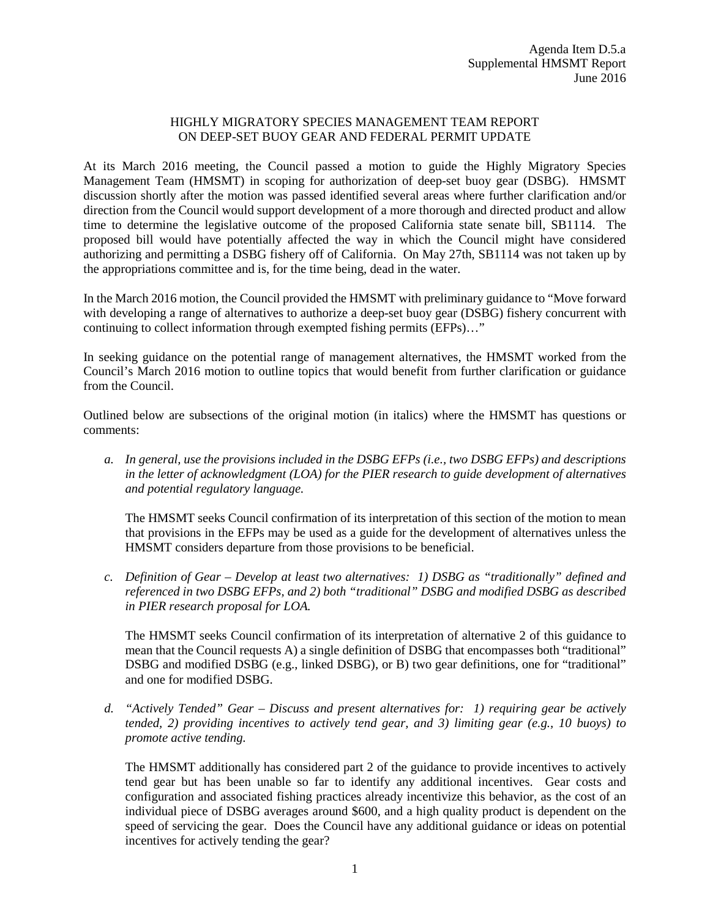Agenda Item D.5.a
Supplemental HMSMT Report
June 2016

# HIGHLY MIGRATORY SPECIES MANAGEMENT TEAM REPORT ON DEEP-SET BUOY GEAR AND FEDERAL PERMIT UPDATE

At its March 2016 meeting, the Council passed a motion to guide the Highly Migratory Species Management Team (HMSMT) in scoping for authorization of deep-set buoy gear (DSBG). HMSMT discussion shortly after the motion was passed identified several areas where further clarification and/or direction from the Council would support development of a more thorough and directed product and allow time to determine the legislative outcome of the proposed California state senate bill, SB1114. The proposed bill would have potentially affected the way in which the Council might have considered authorizing and permitting a DSBG fishery off of California. On May 27th, SB1114 was not taken up by the appropriations committee and is, for the time being, dead in the water.

In the March 2016 motion, the Council provided the HMSMT with preliminary guidance to "Move forward with developing a range of alternatives to authorize a deep-set buoy gear (DSBG) fishery concurrent with continuing to collect information through exempted fishing permits (EFPs)…"

In seeking guidance on the potential range of management alternatives, the HMSMT worked from the Council's March 2016 motion to outline topics that would benefit from further clarification or guidance from the Council.

Outlined below are subsections of the original motion (in italics) where the HMSMT has questions or comments:

a. *In general, use the provisions included in the DSBG EFPs (i.e., two DSBG EFPs) and descriptions in the letter of acknowledgment (LOA) for the PIER research to guide development of alternatives and potential regulatory language.*

   The HMSMT seeks Council confirmation of its interpretation of this section of the motion to mean that provisions in the EFPs may be used as a guide for the development of alternatives unless the HMSMT considers departure from those provisions to be beneficial.

c. *Definition of Gear – Develop at least two alternatives: 1) DSBG as "traditionally" defined and referenced in two DSBG EFPs, and 2) both "traditional" DSBG and modified DSBG as described in PIER research proposal for LOA.*

   The HMSMT seeks Council confirmation of its interpretation of alternative 2 of this guidance to mean that the Council requests A) a single definition of DSBG that encompasses both "traditional" DSBG and modified DSBG (e.g., linked DSBG), or B) two gear definitions, one for "traditional" and one for modified DSBG.

d. *"Actively Tended" Gear – Discuss and present alternatives for: 1) requiring gear be actively tended, 2) providing incentives to actively tend gear, and 3) limiting gear (e.g., 10 buoys) to promote active tending.*

   The HMSMT additionally has considered part 2 of the guidance to provide incentives to actively tend gear but has been unable so far to identify any additional incentives. Gear costs and configuration and associated fishing practices already incentivize this behavior, as the cost of an individual piece of DSBG averages around $600, and a high quality product is dependent on the speed of servicing the gear. Does the Council have any additional guidance or ideas on potential incentives for actively tending the gear?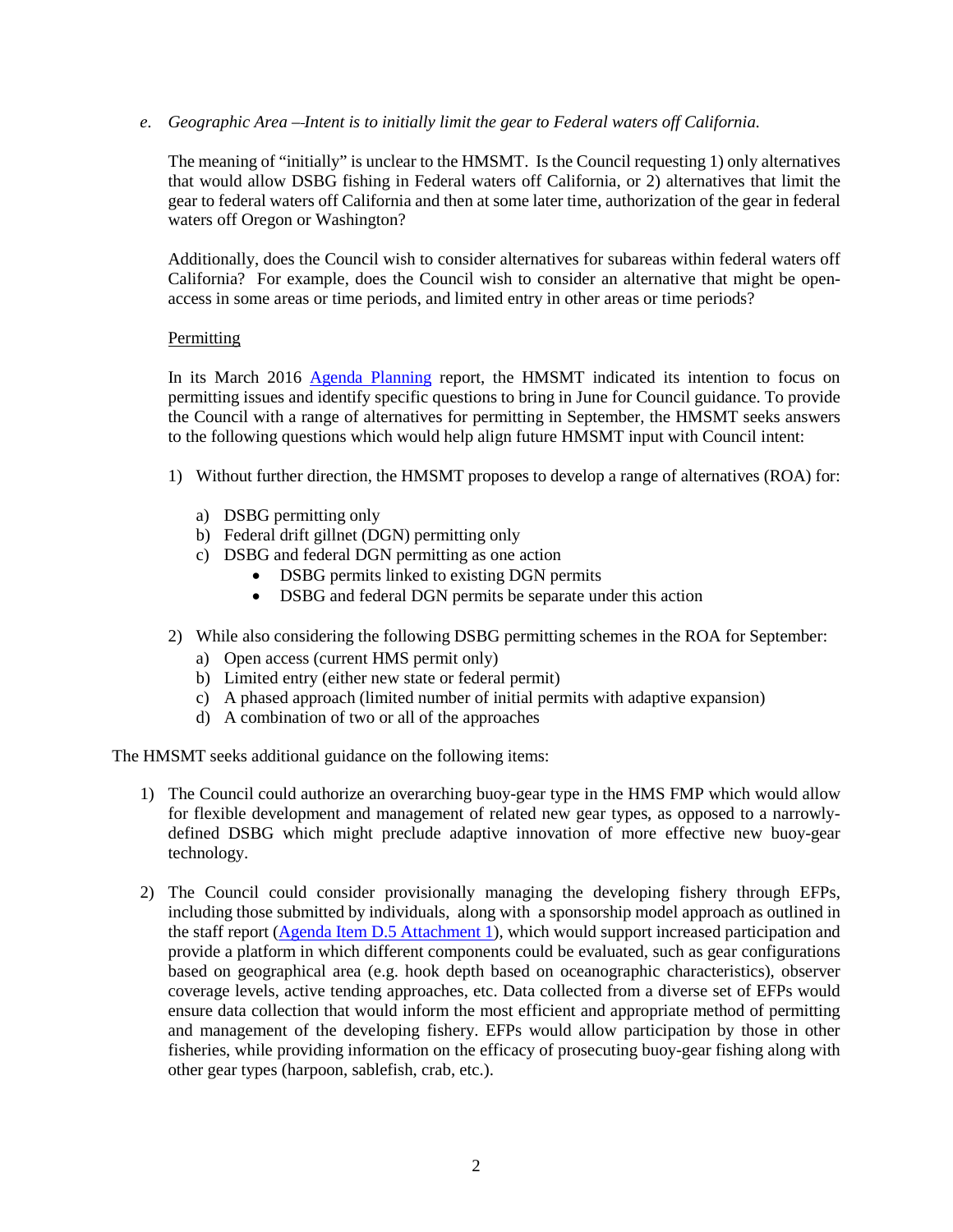e. *Geographic Area –Intent is to initially limit the gear to Federal waters off California.*

The meaning of "initially" is unclear to the HMSMT. Is the Council requesting 1) only alternatives that would allow DSBG fishing in Federal waters off California, or 2) alternatives that limit the gear to federal waters off California and then at some later time, authorization of the gear in federal waters off Oregon or Washington?

Additionally, does the Council wish to consider alternatives for subareas within federal waters off California? For example, does the Council wish to consider an alternative that might be open-access in some areas or time periods, and limited entry in other areas or time periods?

Permitting

In its March 2016 Agenda Planning report, the HMSMT indicated its intention to focus on permitting issues and identify specific questions to bring in June for Council guidance. To provide the Council with a range of alternatives for permitting in September, the HMSMT seeks answers to the following questions which would help align future HMSMT input with Council intent:

1) Without further direction, the HMSMT proposes to develop a range of alternatives (ROA) for:
   a) DSBG permitting only
   b) Federal drift gillnet (DGN) permitting only
   c) DSBG and federal DGN permitting as one action
      - DSBG permits linked to existing DGN permits
      - DSBG and federal DGN permits be separate under this action

2) While also considering the following DSBG permitting schemes in the ROA for September:
   a) Open access (current HMS permit only)
   b) Limited entry (either new state or federal permit)
   c) A phased approach (limited number of initial permits with adaptive expansion)
   d) A combination of two or all of the approaches

The HMSMT seeks additional guidance on the following items:

1) The Council could authorize an overarching buoy-gear type in the HMS FMP which would allow for flexible development and management of related new gear types, as opposed to a narrowly-defined DSBG which might preclude adaptive innovation of more effective new buoy-gear technology.

2) The Council could consider provisionally managing the developing fishery through EFPs, including those submitted by individuals, along with a sponsorship model approach as outlined in the staff report (Agenda Item D.5 Attachment 1), which would support increased participation and provide a platform in which different components could be evaluated, such as gear configurations based on geographical area (e.g. hook depth based on oceanographic characteristics), observer coverage levels, active tending approaches, etc. Data collected from a diverse set of EFPs would ensure data collection that would inform the most efficient and appropriate method of permitting and management of the developing fishery. EFPs would allow participation by those in other fisheries, while providing information on the efficacy of prosecuting buoy-gear fishing along with other gear types (harpoon, sablefish, crab, etc.).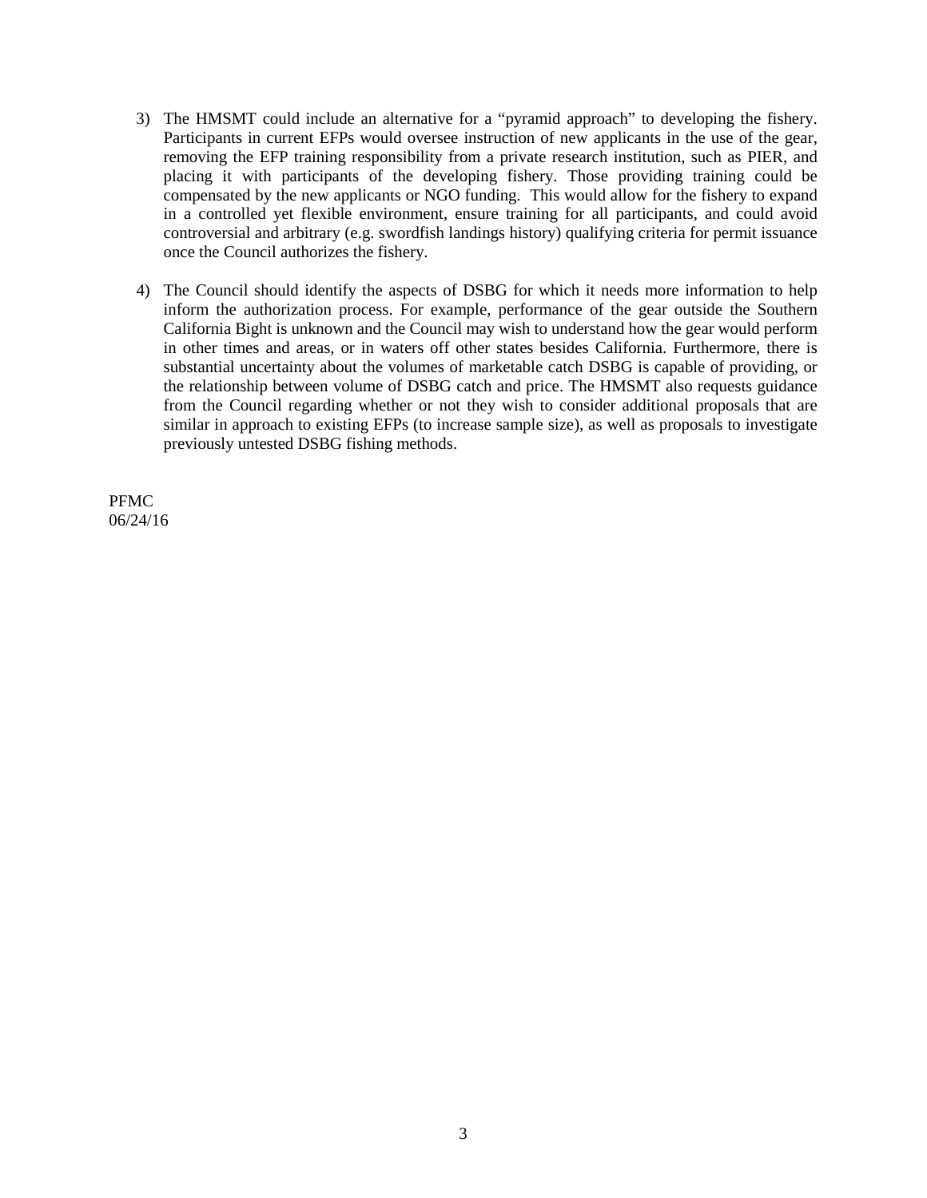3) The HMSMT could include an alternative for a "pyramid approach" to developing the fishery. Participants in current EFPs would oversee instruction of new applicants in the use of the gear, removing the EFP training responsibility from a private research institution, such as PIER, and placing it with participants of the developing fishery. Those providing training could be compensated by the new applicants or NGO funding. This would allow for the fishery to expand in a controlled yet flexible environment, ensure training for all participants, and could avoid controversial and arbitrary (e.g. swordfish landings history) qualifying criteria for permit issuance once the Council authorizes the fishery.

4) The Council should identify the aspects of DSBG for which it needs more information to help inform the authorization process. For example, performance of the gear outside the Southern California Bight is unknown and the Council may wish to understand how the gear would perform in other times and areas, or in waters off other states besides California. Furthermore, there is substantial uncertainty about the volumes of marketable catch DSBG is capable of providing, or the relationship between volume of DSBG catch and price. The HMSMT also requests guidance from the Council regarding whether or not they wish to consider additional proposals that are similar in approach to existing EFPs (to increase sample size), as well as proposals to investigate previously untested DSBG fishing methods.

PFMC
06/24/16